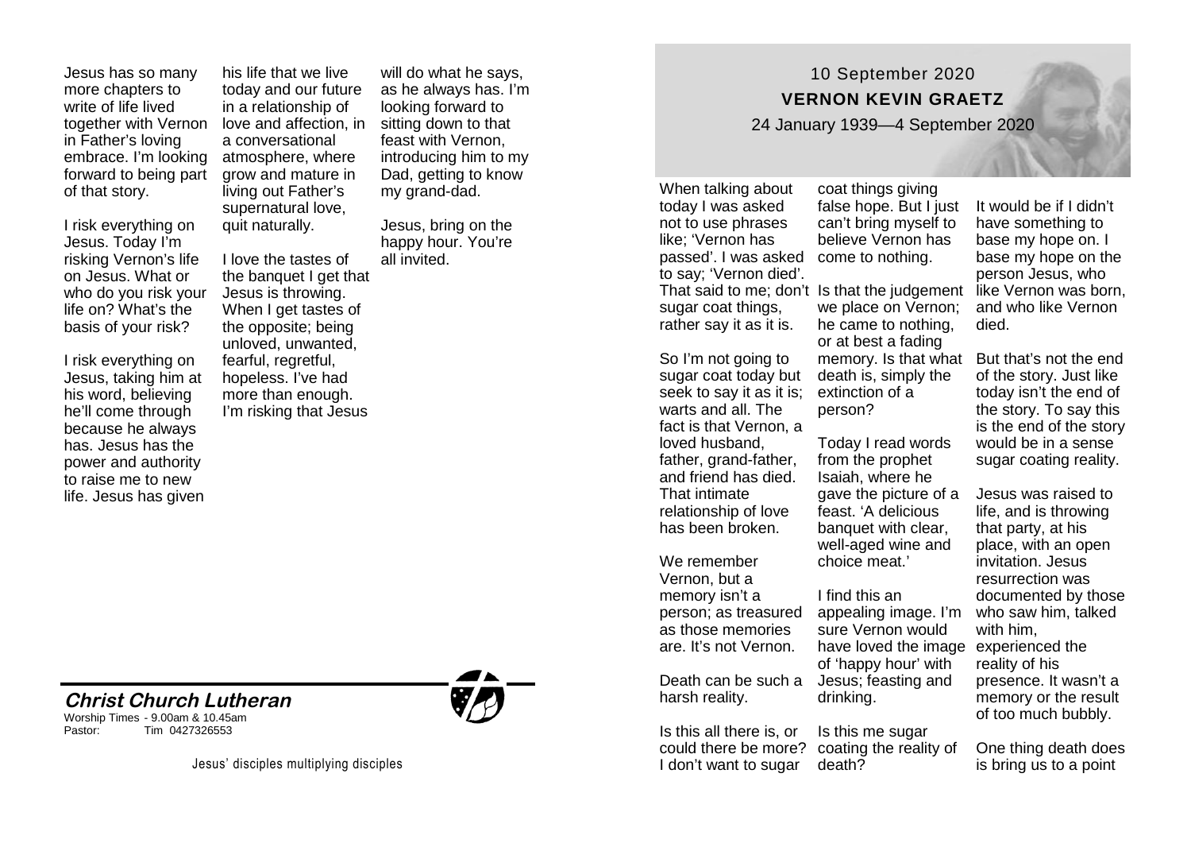10 September 2020

**VERNON KEVIN GRAETZ**

24 January 1939—4 September 2020

When talking about today I was asked not to use phrases like; 'Vernon has passed'. I was asked to say; 'Vernon died'. That said to me; don't sugar coat things, rather say it as it is.

So I'm not going to sugar coat today but seek to say it as it is; warts and all. The fact is that Vernon, a loved husband, father, grand-father, and friend has died. That intimate relationship of love has been broken.

We remember Vernon, but a memory isn't a person; as treasured as those memories are. It's not Vernon.

Death can be such a harsh reality.

Is this all there is, or could there be more? I don't want to sugar coat things giving false hope. But I just can't bring myself to believe Vernon has come to nothing.

Is that the judgement we place on Vernon; he came to nothing, or at best a fading memory. Is that what death is, simply the extinction of a person?

Today I read words from the prophet Isaiah, where he gave the picture of a feast. 'A delicious banquet with clear, well-aged wine and choice meat.'

I find this an appealing image. I'm sure Vernon would have loved the image of 'happy hour' with Jesus; feasting and drinking.

Is this me sugar coating the reality of death?

It would be if I didn't have something to base my hope on. I base my hope on the person Jesus, who like Vernon was born, and who like Vernon died.

But that's not the end of the story. Just like today isn't the end of the story. To say this is the end of the story would be in a sense sugar coating reality.

Jesus was raised to life, and is throwing that party, at his place, with an open invitation. Jesus resurrection was documented by those who saw him, talked with him, experienced the reality of his presence. It wasn't a memory or the result of too much bubbly.

One thing death does is bring us to a point

Jesus has so many more chapters to write of life lived together with Vernon in Father's loving embrace. I'm looking forward to being part of that story.

I risk everything on Jesus. Today I'm risking Vernon's life on Jesus. What or who do you risk your life on? What's the basis of your risk?

I risk everything on Jesus, taking him at his word, believing he'll come through because he always has. Jesus has the power and authority to raise me to new life. Jesus has given his life that we live today and our future in a relationship of love and affection, in a conversational atmosphere, where grow and mature in living out Father's supernatural love, quit naturally.

I love the tastes of the banquet I get that Jesus is throwing. When I get tastes of the opposite; being unloved, unwanted, fearful, regretful, hopeless. I've had more than enough. I'm risking that Jesus will do what he says, as he always has. I'm looking forward to sitting down to that feast with Vernon, introducing him to my Dad, getting to know my grand-dad.

Jesus, bring on the happy hour. You're all invited.

**_Christ Church Lutheran_**

Worship Times - 9.00am & 10.45am
Pastor: Tim 0427326553

Jesus' disciples multiplying disciples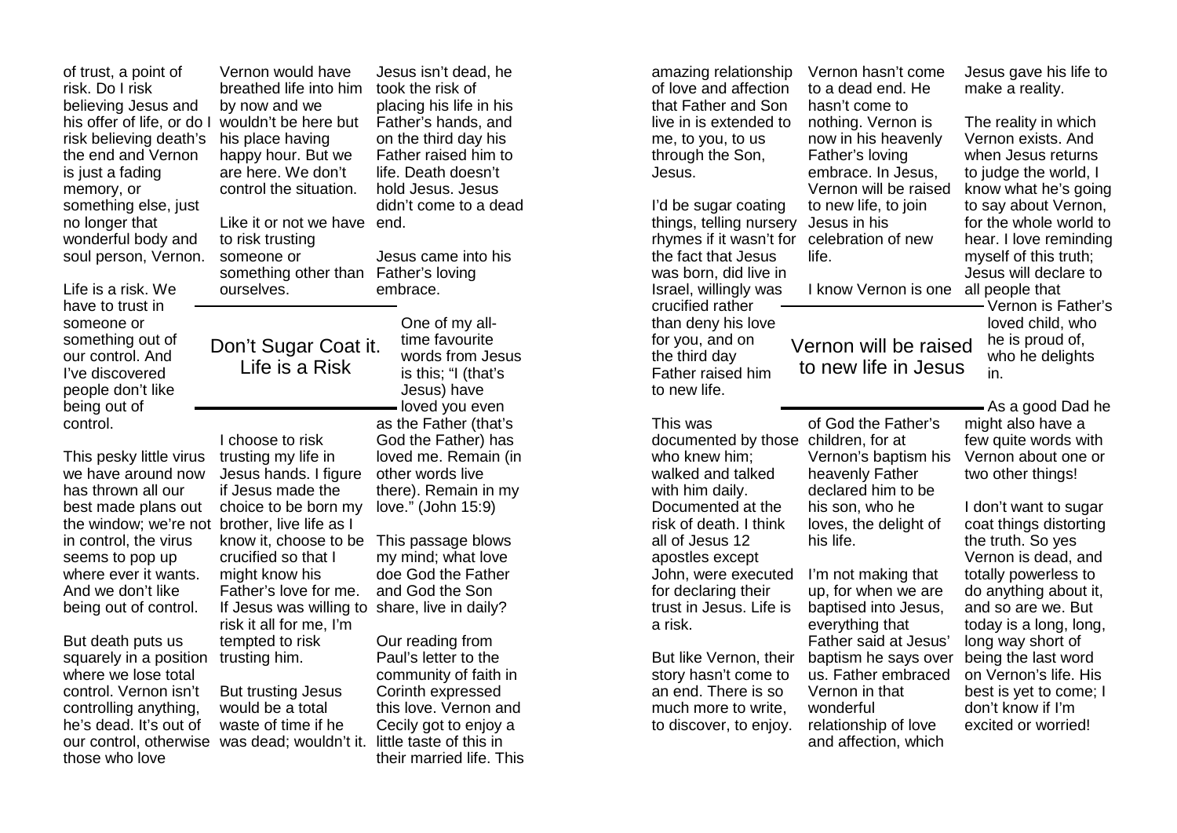of trust, a point of risk. Do I risk believing Jesus and his offer of life, or do I risk believing death's the end and Vernon is just a fading memory, or something else, just no longer that wonderful body and soul person, Vernon.

Life is a risk. We have to trust in someone or something out of our control. And I've discovered people don't like being out of control.

This pesky little virus we have around now has thrown all our best made plans out the window; we're not in control, the virus seems to pop up where ever it wants. And we don't like being out of control.

But death puts us squarely in a position where we lose total control. Vernon isn't controlling anything, he's dead. It's out of our control, otherwise those who love Vernon would have breathed life into him by now and we wouldn't be here but his place having happy hour. But we are here. We don't control the situation.

Like it or not we have to risk trusting someone or something other than ourselves.

## Don't Sugar Coat it. Life is a Risk

I choose to risk trusting my life in Jesus hands. I figure if Jesus made the choice to be born my brother, live life as I know it, choose to be crucified so that I might know his Father's love for me. If Jesus was willing to risk it all for me, I'm tempted to risk trusting him.

But trusting Jesus would be a total waste of time if he was dead; wouldn't it. Jesus isn't dead, he took the risk of placing his life in his Father's hands, and on the third day his Father raised him to life. Death doesn't hold Jesus. Jesus didn't come to a dead end.

Jesus came into his Father's loving embrace.

One of my all-time favourite words from Jesus is this; "I (that's Jesus) have loved you even as the Father (that's God the Father) has loved me. Remain (in other words live there). Remain in my love." (John 15:9)

This passage blows my mind; what love doe God the Father and God the Son share, live in daily?

Our reading from Paul's letter to the community of faith in Corinth expressed this love. Vernon and Cecily got to enjoy a little taste of this in their married life. This amazing relationship of love and affection that Father and Son live in is extended to me, to you, to us through the Son, Jesus.

I'd be sugar coating things, telling nursery rhymes if it wasn't for the fact that Jesus was born, did live in Israel, willingly was crucified rather than deny his love for you, and on the third day Father raised him to new life.

This was documented by those who knew him; walked and talked with him daily. Documented at the risk of death. I think all of Jesus 12 apostles except John, were executed for declaring their trust in Jesus. Life is a risk.

But like Vernon, their story hasn't come to an end. There is so much more to write, to discover, to enjoy. Vernon hasn't come to a dead end. He hasn't come to nothing. Vernon is now in his heavenly Father's loving embrace. In Jesus, Vernon will be raised to new life, to join Jesus in his celebration of new life.

I know Vernon is one

## Vernon will be raised to new life in Jesus

of God the Father's children, for at Vernon's baptism his heavenly Father declared him to be his son, who he loves, the delight of his life.

I'm not making that up, for when we are baptised into Jesus, everything that Father said at Jesus' baptism he says over us. Father embraced Vernon in that wonderful relationship of love and affection, which Jesus gave his life to make a reality.

The reality in which Vernon exists. And when Jesus returns to judge the world, I know what he's going to say about Vernon, for the whole world to hear. I love reminding myself of this truth; Jesus will declare to all people that Vernon is Father's loved child, who he is proud of, who he delights in.

As a good Dad he might also have a few quite words with Vernon about one or two other things!

I don't want to sugar coat things distorting the truth. So yes Vernon is dead, and totally powerless to do anything about it, and so are we. But today is a long, long, long way short of being the last word on Vernon's life. His best is yet to come; I don't know if I'm excited or worried!